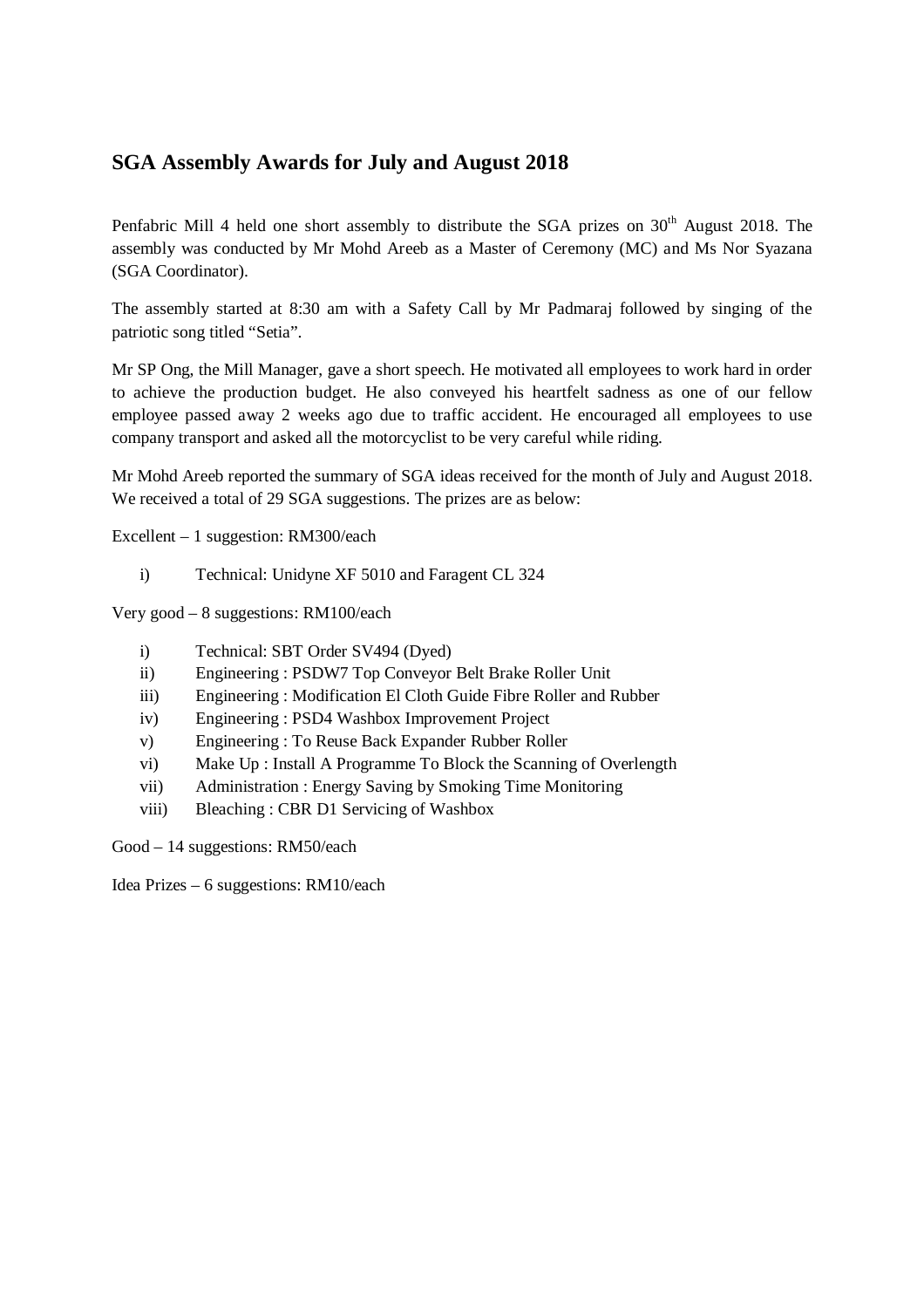## SGA Assembly Awards for July and August 2018

Penfabric Mill 4 held one short assembly to distribute the SGA prizes on 30th August 2018. The assembly was conducted by Mr Mohd Areeb as a Master of Ceremony (MC) and Ms Nor Syazana (SGA Coordinator).

The assembly started at 8:30 am with a Safety Call by Mr Padmaraj followed by singing of the patriotic song titled "Setia".

Mr SP Ong, the Mill Manager, gave a short speech. He motivated all employees to work hard in order to achieve the production budget. He also conveyed his heartfelt sadness as one of our fellow employee passed away 2 weeks ago due to traffic accident. He encouraged all employees to use company transport and asked all the motorcyclist to be very careful while riding.

Mr Mohd Areeb reported the summary of SGA ideas received for the month of July and August 2018. We received a total of 29 SGA suggestions. The prizes are as below:

Excellent – 1 suggestion: RM300/each

i) Technical: Unidyne XF 5010 and Faragent CL 324

Very good – 8 suggestions: RM100/each

i) Technical: SBT Order SV494 (Dyed)
ii) Engineering : PSDW7 Top Conveyor Belt Brake Roller Unit
iii) Engineering : Modification El Cloth Guide Fibre Roller and Rubber
iv) Engineering : PSD4 Washbox Improvement Project
v) Engineering : To Reuse Back Expander Rubber Roller
vi) Make Up : Install A Programme To Block the Scanning of Overlength
vii) Administration : Energy Saving by Smoking Time Monitoring
viii) Bleaching : CBR D1 Servicing of Washbox

Good – 14 suggestions: RM50/each

Idea Prizes – 6 suggestions: RM10/each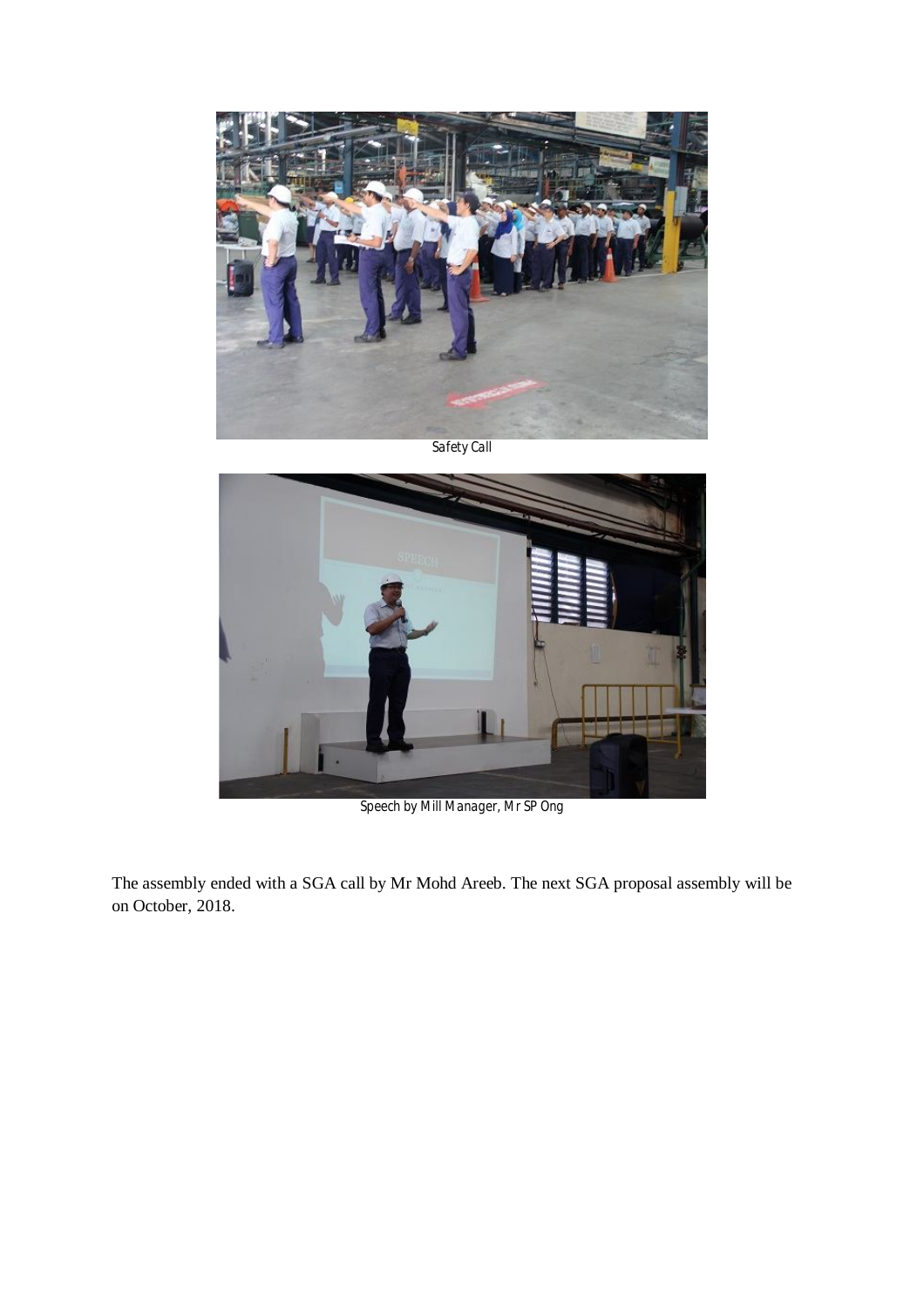Safety Call

Speech by Mill Manager, Mr SP Ong

The assembly ended with a SGA call by Mr Mohd Areeb. The next SGA proposal assembly will be on October, 2018.